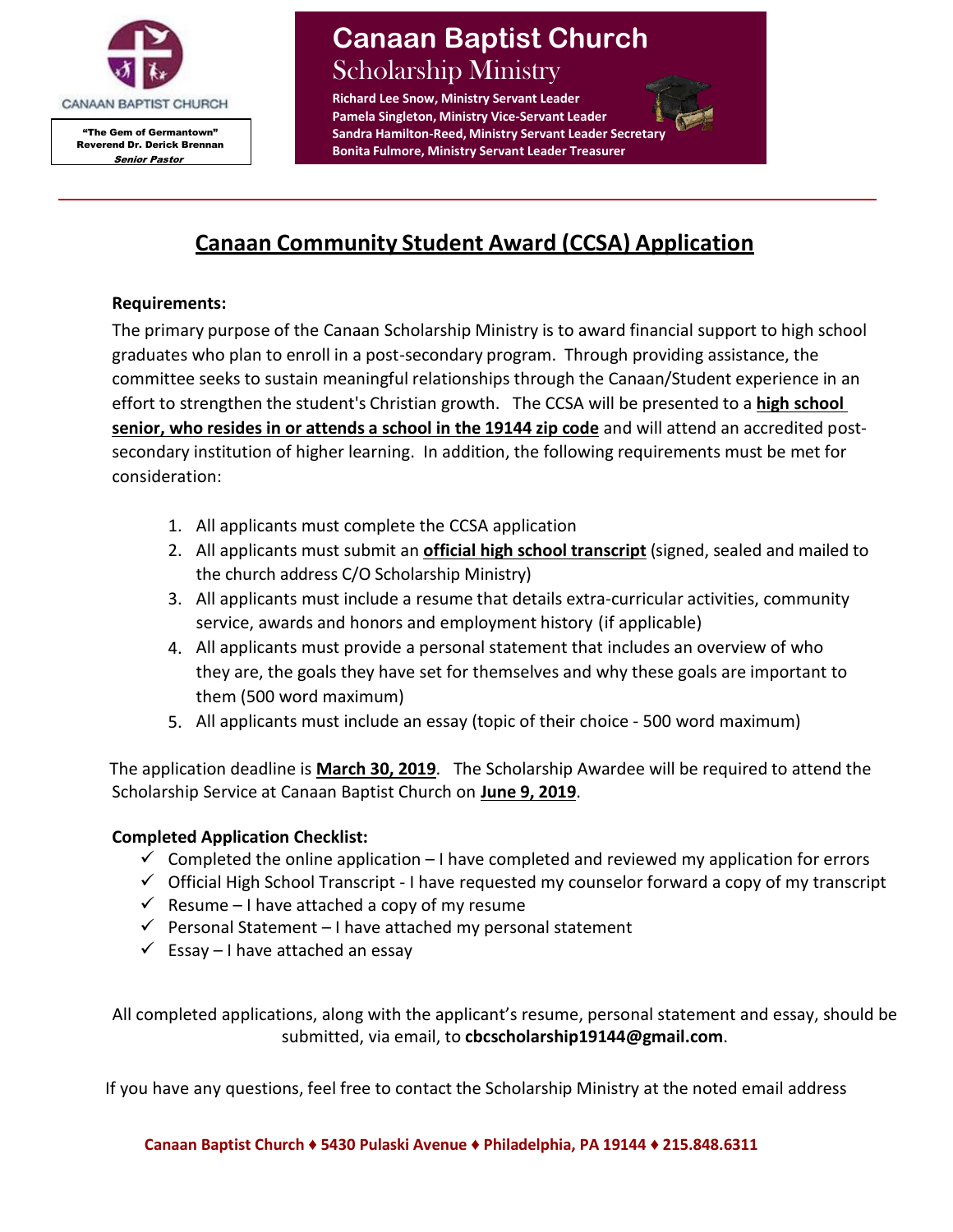CANAAN BAPTIST CHURCH

"The Gem of Germantown"
Reverend Dr. Derick Brennan
*Senior Pastor*

# Canaan Baptist Church
## Scholarship Ministry

**Richard Lee Snow, Ministry Servant Leader**
**Pamela Singleton, Ministry Vice-Servant Leader**
**Sandra Hamilton-Reed, Ministry Servant Leader Secretary**
**Bonita Fulmore, Ministry Servant Leader Treasurer**

---

## Canaan Community Student Award (CCSA) Application

**Requirements:**

The primary purpose of the Canaan Scholarship Ministry is to award financial support to high school graduates who plan to enroll in a post-secondary program. Through providing assistance, the committee seeks to sustain meaningful relationships through the Canaan/Student experience in an effort to strengthen the student's Christian growth. The CCSA will be presented to a **high school senior, who resides in or attends a school in the 19144 zip code** and will attend an accredited post-secondary institution of higher learning. In addition, the following requirements must be met for consideration:

1. All applicants must complete the CCSA application
2. All applicants must submit an **official high school transcript** (signed, sealed and mailed to the church address C/O Scholarship Ministry)
3. All applicants must include a resume that details extra-curricular activities, community service, awards and honors and employment history (if applicable)
4. All applicants must provide a personal statement that includes an overview of who they are, the goals they have set for themselves and why these goals are important to them (500 word maximum)
5. All applicants must include an essay (topic of their choice - 500 word maximum)

The application deadline is **March 30, 2019**. The Scholarship Awardee will be required to attend the Scholarship Service at Canaan Baptist Church on **June 9, 2019**.

**Completed Application Checklist:**

- ✓ Completed the online application – I have completed and reviewed my application for errors
- ✓ Official High School Transcript - I have requested my counselor forward a copy of my transcript
- ✓ Resume – I have attached a copy of my resume
- ✓ Personal Statement – I have attached my personal statement
- ✓ Essay – I have attached an essay

All completed applications, along with the applicant's resume, personal statement and essay, should be submitted, via email, to **cbcscholarship19144@gmail.com**.

If you have any questions, feel free to contact the Scholarship Ministry at the noted email address

**Canaan Baptist Church ♦ 5430 Pulaski Avenue ♦ Philadelphia, PA 19144 ♦ 215.848.6311**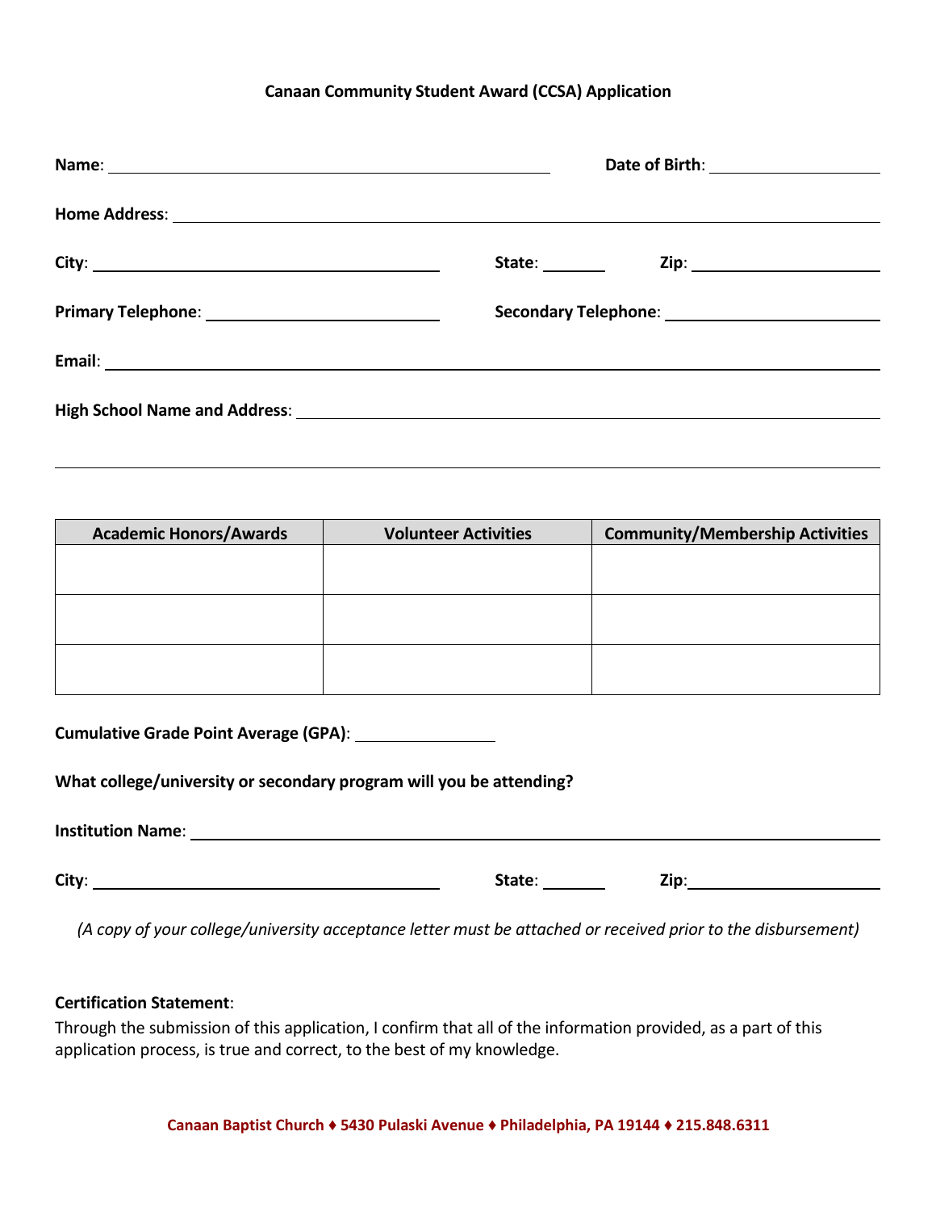**Canaan Community Student Award (CCSA) Application**

**Name**: ______________________________ **Date of Birth**: ____________

**Home Address**: ____________________________________________

**City**: ________________________ **State**: ______ **Zip**: ____________

**Primary Telephone**: ________________ **Secondary Telephone**: ________________

**Email**: ____________________________________________

**High School Name and Address**: ____________________________________________

____________________________________________

| Academic Honors/Awards | Volunteer Activities | Community/Membership Activities |
|---|---|---|
| | | |
| | | |
| | | |

**Cumulative Grade Point Average (GPA)**: __________

**What college/university or secondary program will you be attending?**

**Institution Name**: ____________________________________________

**City**: ________________________ **State**: ______ **Zip**: ____________

*(A copy of your college/university acceptance letter must be attached or received prior to the disbursement)*

**Certification Statement**:

Through the submission of this application, I confirm that all of the information provided, as a part of this application process, is true and correct, to the best of my knowledge.

**Canaan Baptist Church ♦ 5430 Pulaski Avenue ♦ Philadelphia, PA 19144 ♦ 215.848.6311**